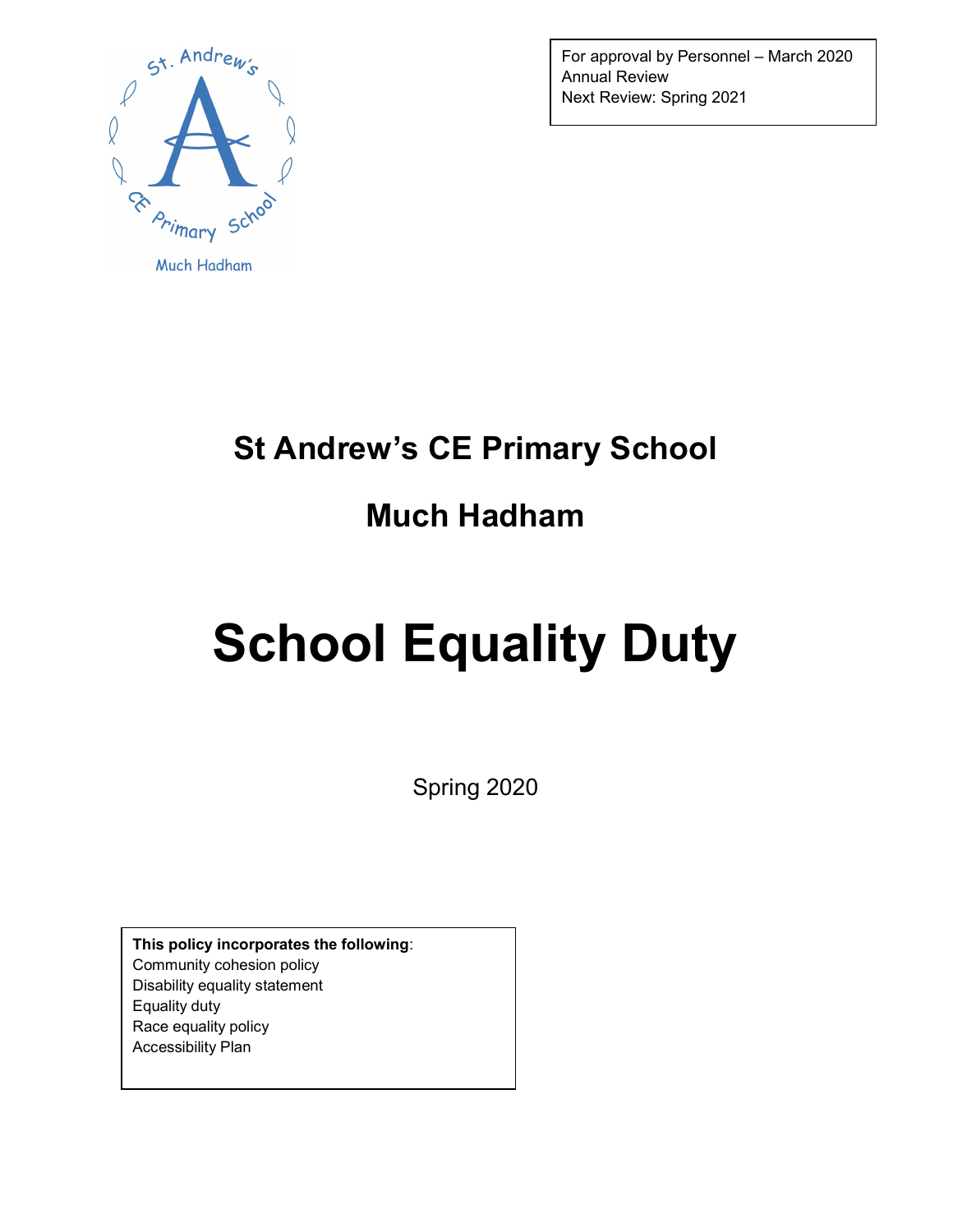For approval by Personnel – March 2020
Annual Review
Next Review: Spring 2021

# St Andrew's CE Primary School

# Much Hadham

# School Equality Duty

Spring 2020

**This policy incorporates the following**:
Community cohesion policy
Disability equality statement
Equality duty
Race equality policy
Accessibility Plan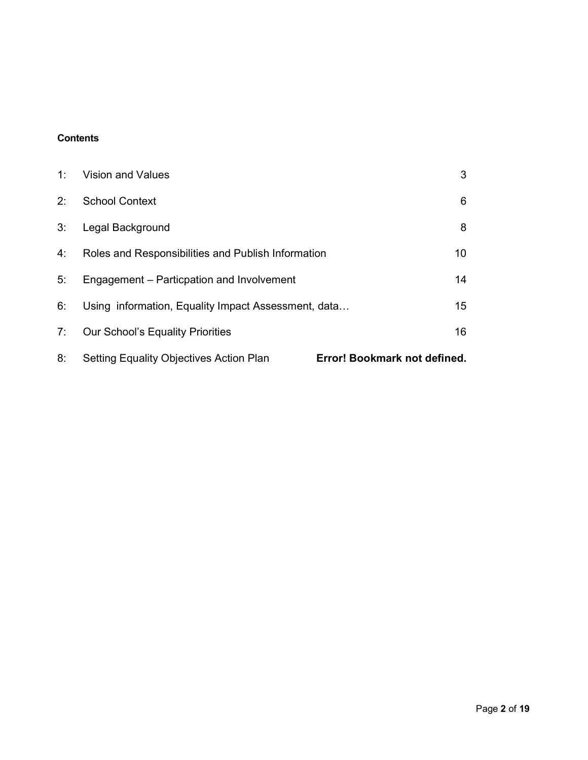**Contents**

| | | |
|---|---|---|
| 1: | Vision and Values | 3 |
| 2: | School Context | 6 |
| 3: | Legal Background | 8 |
| 4: | Roles and Responsibilities and Publish Information | 10 |
| 5: | Engagement – Particpation and Involvement | 14 |
| 6: | Using information, Equality Impact Assessment, data… | 15 |
| 7: | Our School's Equality Priorities | 16 |
| 8: | Setting Equality Objectives Action Plan | **Error! Bookmark not defined.** |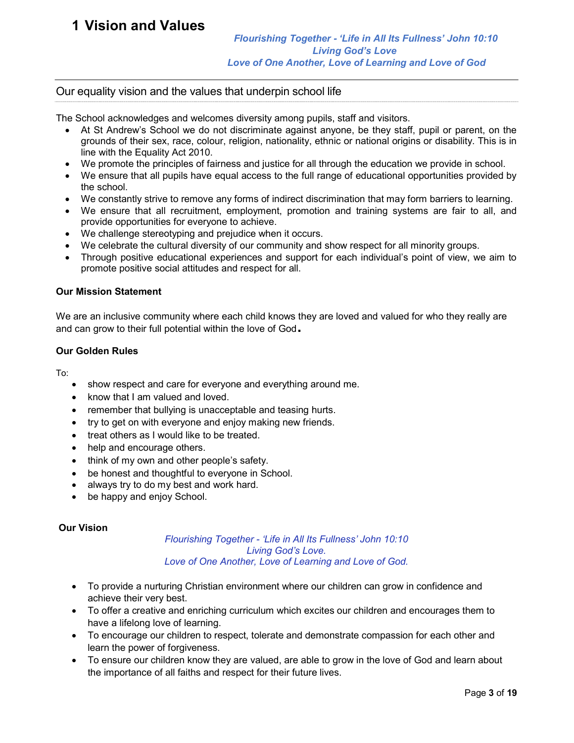# 1 Vision and Values

*Flourishing Together - 'Life in All Its Fullness' John 10:10*
*Living God's Love*
*Love of One Another, Love of Learning and Love of God*

## Our equality vision and the values that underpin school life

The School acknowledges and welcomes diversity among pupils, staff and visitors.

- At St Andrew's School we do not discriminate against anyone, be they staff, pupil or parent, on the grounds of their sex, race, colour, religion, nationality, ethnic or national origins or disability. This is in line with the Equality Act 2010.
- We promote the principles of fairness and justice for all through the education we provide in school.
- We ensure that all pupils have equal access to the full range of educational opportunities provided by the school.
- We constantly strive to remove any forms of indirect discrimination that may form barriers to learning.
- We ensure that all recruitment, employment, promotion and training systems are fair to all, and provide opportunities for everyone to achieve.
- We challenge stereotyping and prejudice when it occurs.
- We celebrate the cultural diversity of our community and show respect for all minority groups.
- Through positive educational experiences and support for each individual's point of view, we aim to promote positive social attitudes and respect for all.

**Our Mission Statement**

We are an inclusive community where each child knows they are loved and valued for who they really are and can grow to their full potential within the love of God.

**Our Golden Rules**

To:

- show respect and care for everyone and everything around me.
- know that I am valued and loved.
- remember that bullying is unacceptable and teasing hurts.
- try to get on with everyone and enjoy making new friends.
- treat others as I would like to be treated.
- help and encourage others.
- think of my own and other people's safety.
- be honest and thoughtful to everyone in School.
- always try to do my best and work hard.
- be happy and enjoy School.

**Our Vision**

*Flourishing Together - 'Life in All Its Fullness' John 10:10*
*Living God's Love.*
*Love of One Another, Love of Learning and Love of God.*

- To provide a nurturing Christian environment where our children can grow in confidence and achieve their very best.
- To offer a creative and enriching curriculum which excites our children and encourages them to have a lifelong love of learning.
- To encourage our children to respect, tolerate and demonstrate compassion for each other and learn the power of forgiveness.
- To ensure our children know they are valued, are able to grow in the love of God and learn about the importance of all faiths and respect for their future lives.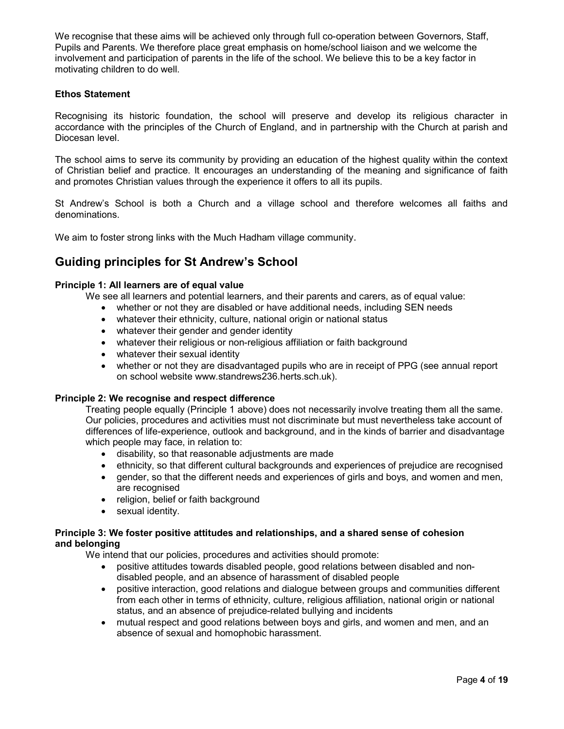We recognise that these aims will be achieved only through full co-operation between Governors, Staff, Pupils and Parents. We therefore place great emphasis on home/school liaison and we welcome the involvement and participation of parents in the life of the school. We believe this to be a key factor in motivating children to do well.

**Ethos Statement**

Recognising its historic foundation, the school will preserve and develop its religious character in accordance with the principles of the Church of England, and in partnership with the Church at parish and Diocesan level.

The school aims to serve its community by providing an education of the highest quality within the context of Christian belief and practice. It encourages an understanding of the meaning and significance of faith and promotes Christian values through the experience it offers to all its pupils.

St Andrew's School is both a Church and a village school and therefore welcomes all faiths and denominations.

We aim to foster strong links with the Much Hadham village community.

## Guiding principles for St Andrew's School

**Principle 1: All learners are of equal value**

We see all learners and potential learners, and their parents and carers, as of equal value:

- whether or not they are disabled or have additional needs, including SEN needs
- whatever their ethnicity, culture, national origin or national status
- whatever their gender and gender identity
- whatever their religious or non-religious affiliation or faith background
- whatever their sexual identity
- whether or not they are disadvantaged pupils who are in receipt of PPG (see annual report on school website www.standrews236.herts.sch.uk).

**Principle 2: We recognise and respect difference**

Treating people equally (Principle 1 above) does not necessarily involve treating them all the same. Our policies, procedures and activities must not discriminate but must nevertheless take account of differences of life-experience, outlook and background, and in the kinds of barrier and disadvantage which people may face, in relation to:

- disability, so that reasonable adjustments are made
- ethnicity, so that different cultural backgrounds and experiences of prejudice are recognised
- gender, so that the different needs and experiences of girls and boys, and women and men, are recognised
- religion, belief or faith background
- sexual identity.

**Principle 3: We foster positive attitudes and relationships, and a shared sense of cohesion and belonging**

We intend that our policies, procedures and activities should promote:

- positive attitudes towards disabled people, good relations between disabled and non-disabled people, and an absence of harassment of disabled people
- positive interaction, good relations and dialogue between groups and communities different from each other in terms of ethnicity, culture, religious affiliation, national origin or national status, and an absence of prejudice-related bullying and incidents
- mutual respect and good relations between boys and girls, and women and men, and an absence of sexual and homophobic harassment.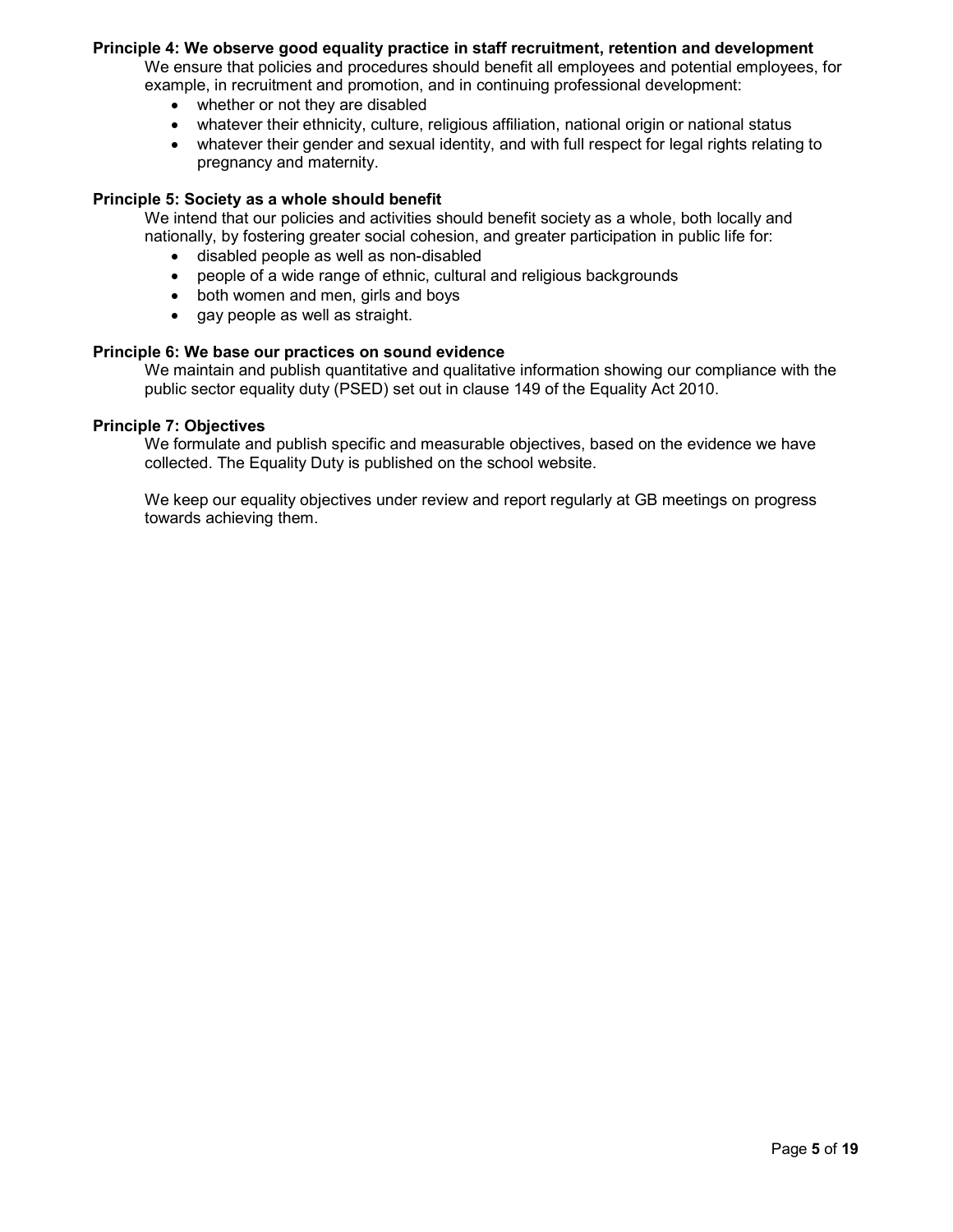**Principle 4: We observe good equality practice in staff recruitment, retention and development**

We ensure that policies and procedures should benefit all employees and potential employees, for example, in recruitment and promotion, and in continuing professional development:

- whether or not they are disabled
- whatever their ethnicity, culture, religious affiliation, national origin or national status
- whatever their gender and sexual identity, and with full respect for legal rights relating to pregnancy and maternity.

**Principle 5: Society as a whole should benefit**

We intend that our policies and activities should benefit society as a whole, both locally and nationally, by fostering greater social cohesion, and greater participation in public life for:

- disabled people as well as non-disabled
- people of a wide range of ethnic, cultural and religious backgrounds
- both women and men, girls and boys
- gay people as well as straight.

**Principle 6: We base our practices on sound evidence**

We maintain and publish quantitative and qualitative information showing our compliance with the public sector equality duty (PSED) set out in clause 149 of the Equality Act 2010.

**Principle 7: Objectives**

We formulate and publish specific and measurable objectives, based on the evidence we have collected. The Equality Duty is published on the school website.

We keep our equality objectives under review and report regularly at GB meetings on progress towards achieving them.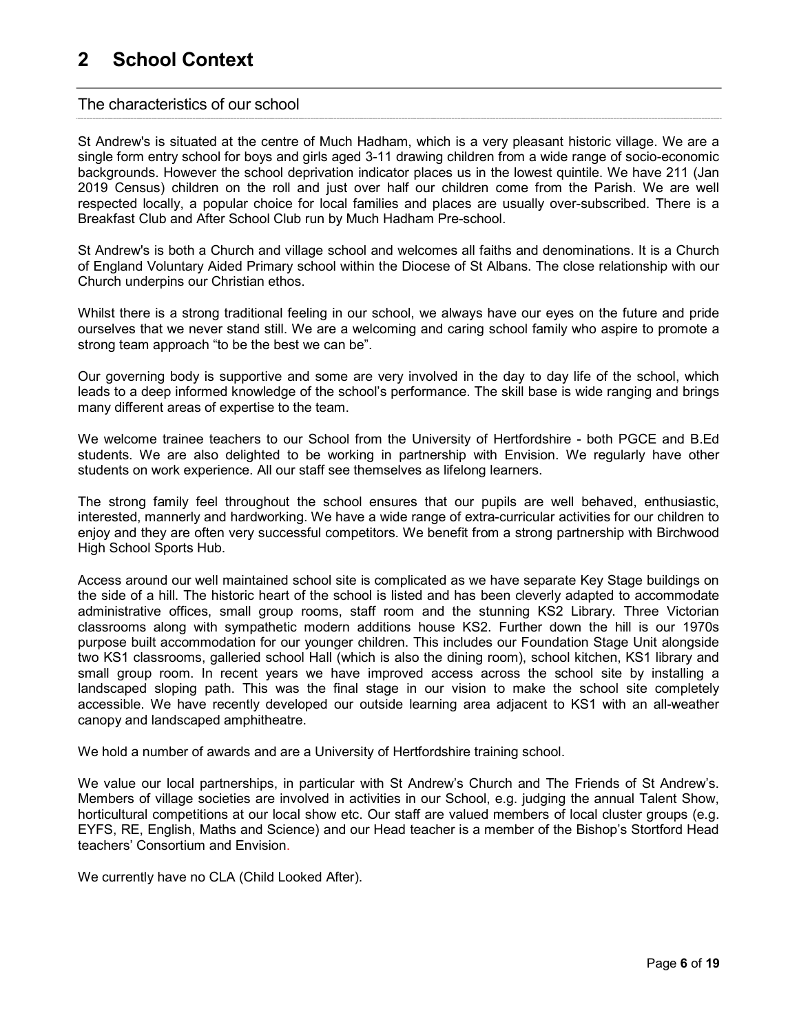# 2 School Context

## The characteristics of our school

St Andrew's is situated at the centre of Much Hadham, which is a very pleasant historic village. We are a single form entry school for boys and girls aged 3-11 drawing children from a wide range of socio-economic backgrounds. However the school deprivation indicator places us in the lowest quintile. We have 211 (Jan 2019 Census) children on the roll and just over half our children come from the Parish. We are well respected locally, a popular choice for local families and places are usually over-subscribed. There is a Breakfast Club and After School Club run by Much Hadham Pre-school.

St Andrew's is both a Church and village school and welcomes all faiths and denominations. It is a Church of England Voluntary Aided Primary school within the Diocese of St Albans. The close relationship with our Church underpins our Christian ethos.

Whilst there is a strong traditional feeling in our school, we always have our eyes on the future and pride ourselves that we never stand still. We are a welcoming and caring school family who aspire to promote a strong team approach "to be the best we can be".

Our governing body is supportive and some are very involved in the day to day life of the school, which leads to a deep informed knowledge of the school's performance. The skill base is wide ranging and brings many different areas of expertise to the team.

We welcome trainee teachers to our School from the University of Hertfordshire - both PGCE and B.Ed students. We are also delighted to be working in partnership with Envision. We regularly have other students on work experience. All our staff see themselves as lifelong learners.

The strong family feel throughout the school ensures that our pupils are well behaved, enthusiastic, interested, mannerly and hardworking. We have a wide range of extra-curricular activities for our children to enjoy and they are often very successful competitors. We benefit from a strong partnership with Birchwood High School Sports Hub.

Access around our well maintained school site is complicated as we have separate Key Stage buildings on the side of a hill. The historic heart of the school is listed and has been cleverly adapted to accommodate administrative offices, small group rooms, staff room and the stunning KS2 Library. Three Victorian classrooms along with sympathetic modern additions house KS2. Further down the hill is our 1970s purpose built accommodation for our younger children. This includes our Foundation Stage Unit alongside two KS1 classrooms, galleried school Hall (which is also the dining room), school kitchen, KS1 library and small group room. In recent years we have improved access across the school site by installing a landscaped sloping path. This was the final stage in our vision to make the school site completely accessible. We have recently developed our outside learning area adjacent to KS1 with an all-weather canopy and landscaped amphitheatre.

We hold a number of awards and are a University of Hertfordshire training school.

We value our local partnerships, in particular with St Andrew's Church and The Friends of St Andrew's. Members of village societies are involved in activities in our School, e.g. judging the annual Talent Show, horticultural competitions at our local show etc. Our staff are valued members of local cluster groups (e.g. EYFS, RE, English, Maths and Science) and our Head teacher is a member of the Bishop's Stortford Head teachers' Consortium and Envision.

We currently have no CLA (Child Looked After).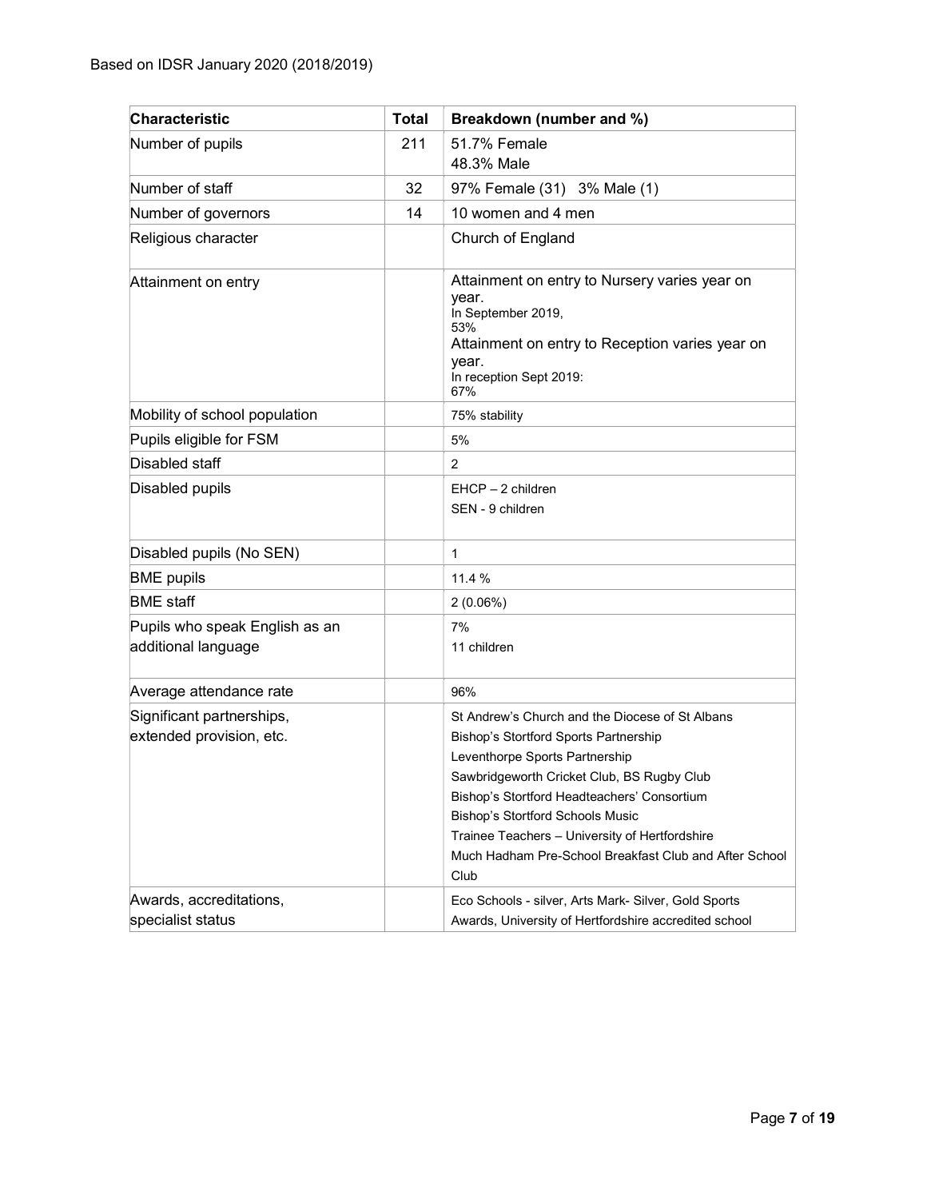Based on IDSR January 2020 (2018/2019)

| Characteristic | Total | Breakdown (number and %) |
|---|---|---|
| Number of pupils | 211 | 51.7% Female<br>48.3% Male |
| Number of staff | 32 | 97% Female (31) 3% Male (1) |
| Number of governors | 14 | 10 women and 4 men |
| Religious character | | Church of England |
| Attainment on entry | | Attainment on entry to Nursery varies year on year.<br>In September 2019,<br>53%<br>Attainment on entry to Reception varies year on year.<br>In reception Sept 2019:<br>67% |
| Mobility of school population | | 75% stability |
| Pupils eligible for FSM | | 5% |
| Disabled staff | | 2 |
| Disabled pupils | | EHCP – 2 children<br>SEN - 9 children |
| Disabled pupils (No SEN) | | 1 |
| BME pupils | | 11.4 % |
| BME staff | | 2 (0.06%) |
| Pupils who speak English as an additional language | | 7%<br>11 children |
| Average attendance rate | | 96% |
| Significant partnerships, extended provision, etc. | | St Andrew's Church and the Diocese of St Albans<br>Bishop's Stortford Sports Partnership<br>Leventhorpe Sports Partnership<br>Sawbridgeworth Cricket Club, BS Rugby Club<br>Bishop's Stortford Headteachers' Consortium<br>Bishop's Stortford Schools Music<br>Trainee Teachers – University of Hertfordshire<br>Much Hadham Pre-School Breakfast Club and After School Club |
| Awards, accreditations, specialist status | | Eco Schools - silver, Arts Mark- Silver, Gold Sports Awards, University of Hertfordshire accredited school |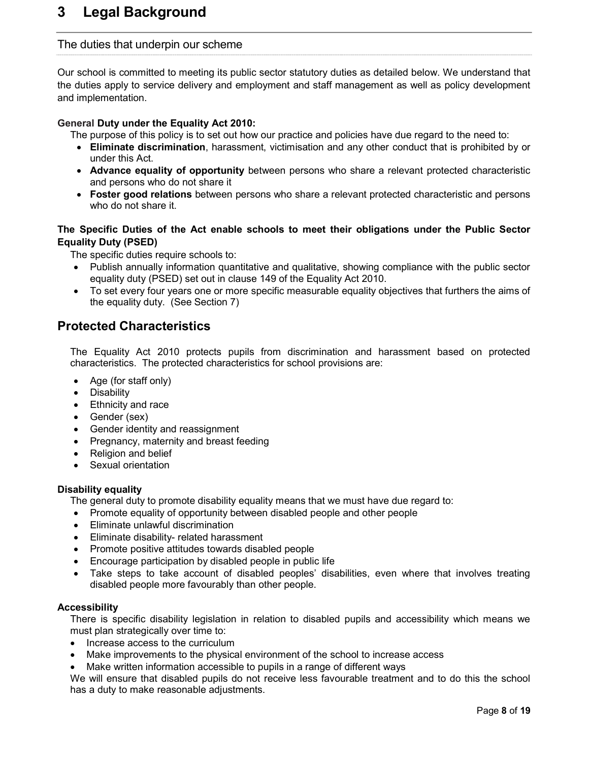# 3 Legal Background

## The duties that underpin our scheme

Our school is committed to meeting its public sector statutory duties as detailed below. We understand that the duties apply to service delivery and employment and staff management as well as policy development and implementation.

**General Duty under the Equality Act 2010:**

The purpose of this policy is to set out how our practice and policies have due regard to the need to:

- **Eliminate discrimination**, harassment, victimisation and any other conduct that is prohibited by or under this Act.
- **Advance equality of opportunity** between persons who share a relevant protected characteristic and persons who do not share it
- **Foster good relations** between persons who share a relevant protected characteristic and persons who do not share it.

**The Specific Duties of the Act enable schools to meet their obligations under the Public Sector Equality Duty (PSED)**

The specific duties require schools to:

- Publish annually information quantitative and qualitative, showing compliance with the public sector equality duty (PSED) set out in clause 149 of the Equality Act 2010.
- To set every four years one or more specific measurable equality objectives that furthers the aims of the equality duty. (See Section 7)

## Protected Characteristics

The Equality Act 2010 protects pupils from discrimination and harassment based on protected characteristics. The protected characteristics for school provisions are:

- Age (for staff only)
- Disability
- Ethnicity and race
- Gender (sex)
- Gender identity and reassignment
- Pregnancy, maternity and breast feeding
- Religion and belief
- Sexual orientation

**Disability equality**

The general duty to promote disability equality means that we must have due regard to:

- Promote equality of opportunity between disabled people and other people
- Eliminate unlawful discrimination
- Eliminate disability- related harassment
- Promote positive attitudes towards disabled people
- Encourage participation by disabled people in public life
- Take steps to take account of disabled peoples' disabilities, even where that involves treating disabled people more favourably than other people.

**Accessibility**

There is specific disability legislation in relation to disabled pupils and accessibility which means we must plan strategically over time to:

- Increase access to the curriculum
- Make improvements to the physical environment of the school to increase access
- Make written information accessible to pupils in a range of different ways

We will ensure that disabled pupils do not receive less favourable treatment and to do this the school has a duty to make reasonable adjustments.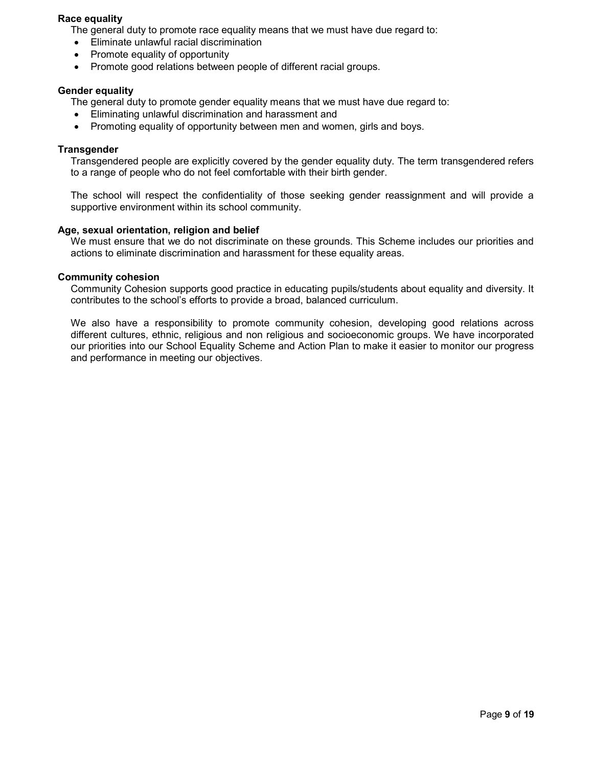**Race equality**

The general duty to promote race equality means that we must have due regard to:

- Eliminate unlawful racial discrimination
- Promote equality of opportunity
- Promote good relations between people of different racial groups.

**Gender equality**

The general duty to promote gender equality means that we must have due regard to:

- Eliminating unlawful discrimination and harassment and
- Promoting equality of opportunity between men and women, girls and boys.

**Transgender**

Transgendered people are explicitly covered by the gender equality duty. The term transgendered refers to a range of people who do not feel comfortable with their birth gender.

The school will respect the confidentiality of those seeking gender reassignment and will provide a supportive environment within its school community.

**Age, sexual orientation, religion and belief**

We must ensure that we do not discriminate on these grounds. This Scheme includes our priorities and actions to eliminate discrimination and harassment for these equality areas.

**Community cohesion**

Community Cohesion supports good practice in educating pupils/students about equality and diversity. It contributes to the school's efforts to provide a broad, balanced curriculum.

We also have a responsibility to promote community cohesion, developing good relations across different cultures, ethnic, religious and non religious and socioeconomic groups. We have incorporated our priorities into our School Equality Scheme and Action Plan to make it easier to monitor our progress and performance in meeting our objectives.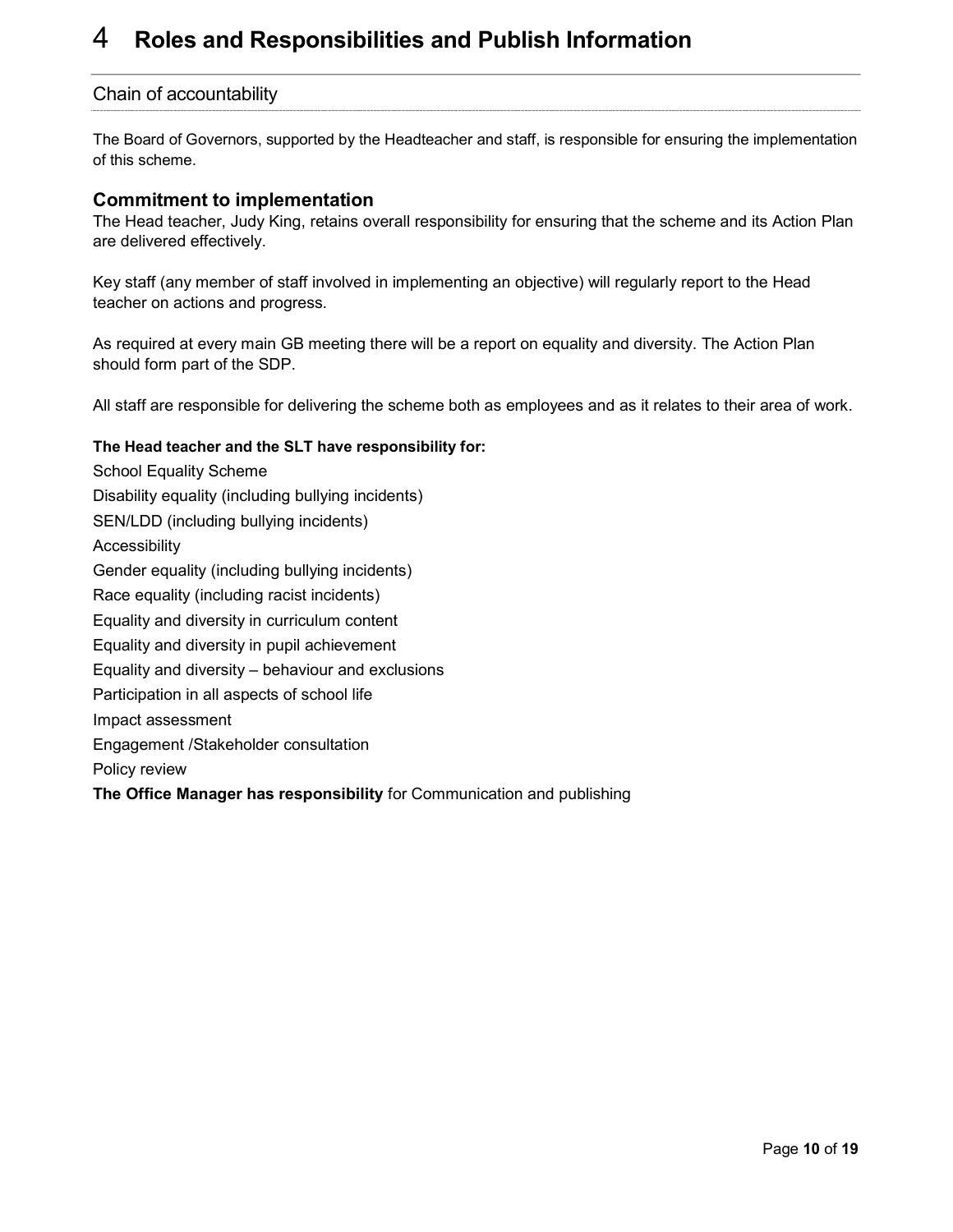# 4 Roles and Responsibilities and Publish Information

## Chain of accountability

The Board of Governors, supported by the Headteacher and staff, is responsible for ensuring the implementation of this scheme.

### Commitment to implementation

The Head teacher, Judy King, retains overall responsibility for ensuring that the scheme and its Action Plan are delivered effectively.

Key staff (any member of staff involved in implementing an objective) will regularly report to the Head teacher on actions and progress.

As required at every main GB meeting there will be a report on equality and diversity. The Action Plan should form part of the SDP.

All staff are responsible for delivering the scheme both as employees and as it relates to their area of work.

**The Head teacher and the SLT have responsibility for:**

School Equality Scheme
Disability equality (including bullying incidents)
SEN/LDD (including bullying incidents)
Accessibility
Gender equality (including bullying incidents)
Race equality (including racist incidents)
Equality and diversity in curriculum content
Equality and diversity in pupil achievement
Equality and diversity – behaviour and exclusions
Participation in all aspects of school life
Impact assessment
Engagement /Stakeholder consultation
Policy review

**The Office Manager has responsibility** for Communication and publishing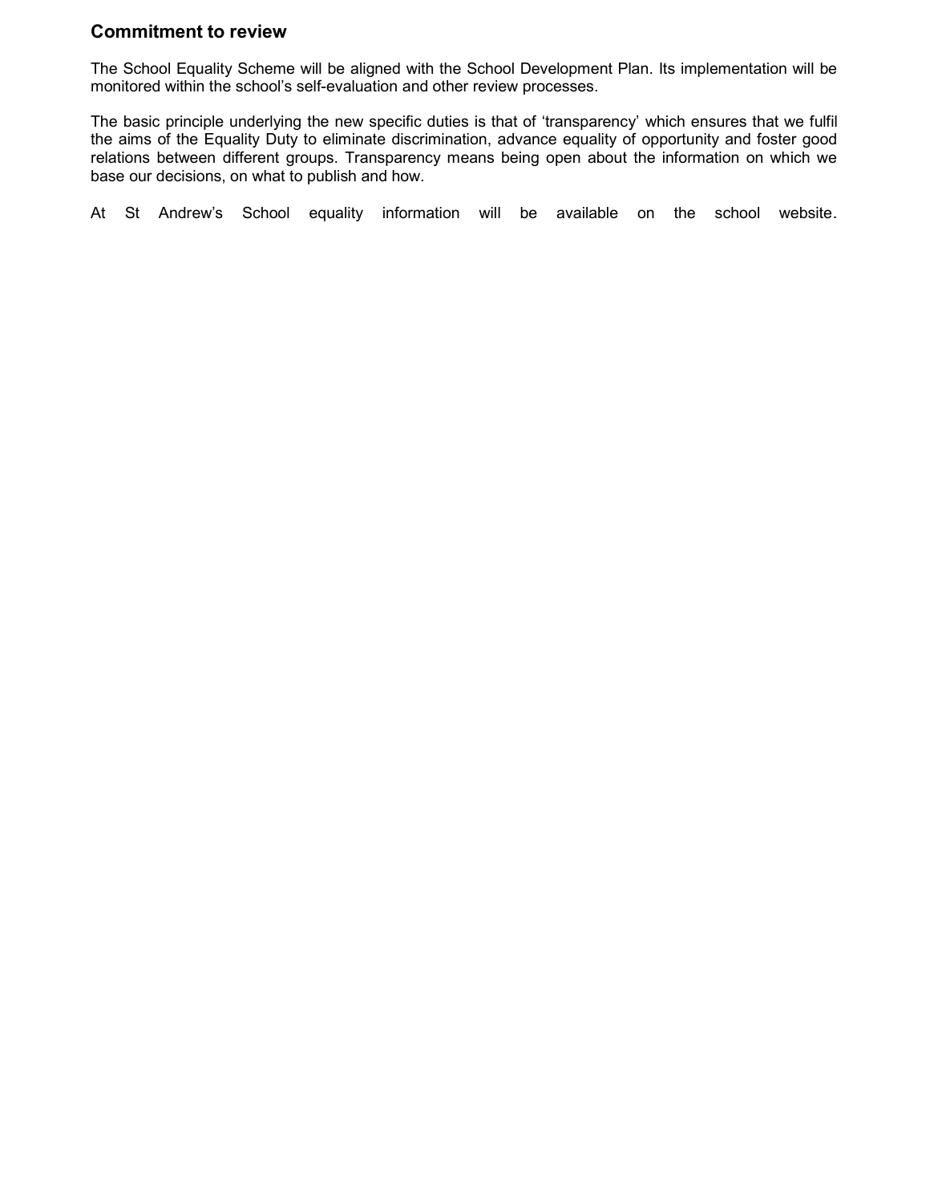## Commitment to review

The School Equality Scheme will be aligned with the School Development Plan. Its implementation will be monitored within the school's self-evaluation and other review processes.

The basic principle underlying the new specific duties is that of 'transparency' which ensures that we fulfil the aims of the Equality Duty to eliminate discrimination, advance equality of opportunity and foster good relations between different groups. Transparency means being open about the information on which we base our decisions, on what to publish and how.

At St Andrew's School equality information will be available on the school website.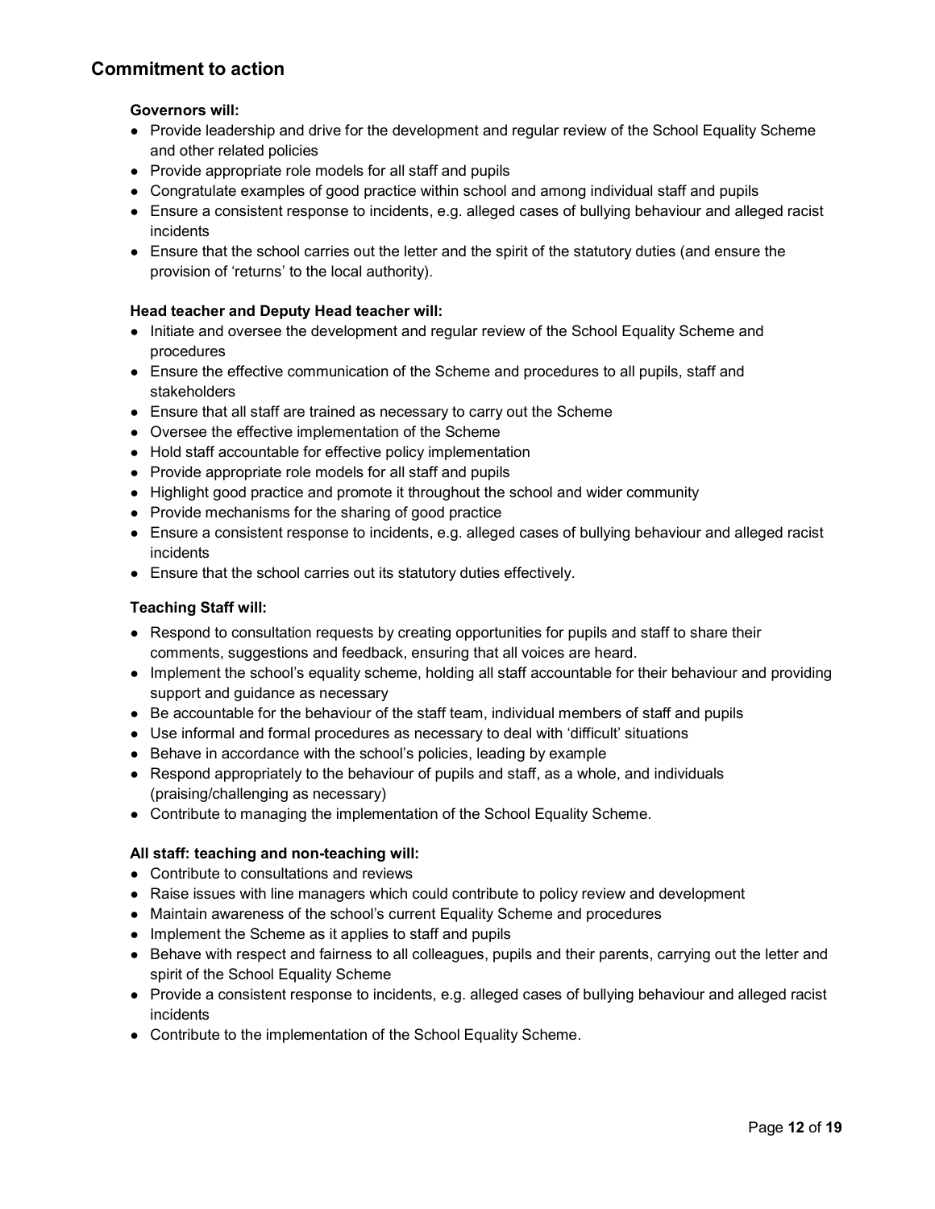## Commitment to action

**Governors will:**

- Provide leadership and drive for the development and regular review of the School Equality Scheme and other related policies
- Provide appropriate role models for all staff and pupils
- Congratulate examples of good practice within school and among individual staff and pupils
- Ensure a consistent response to incidents, e.g. alleged cases of bullying behaviour and alleged racist incidents
- Ensure that the school carries out the letter and the spirit of the statutory duties (and ensure the provision of 'returns' to the local authority).

**Head teacher and Deputy Head teacher will:**

- Initiate and oversee the development and regular review of the School Equality Scheme and procedures
- Ensure the effective communication of the Scheme and procedures to all pupils, staff and stakeholders
- Ensure that all staff are trained as necessary to carry out the Scheme
- Oversee the effective implementation of the Scheme
- Hold staff accountable for effective policy implementation
- Provide appropriate role models for all staff and pupils
- Highlight good practice and promote it throughout the school and wider community
- Provide mechanisms for the sharing of good practice
- Ensure a consistent response to incidents, e.g. alleged cases of bullying behaviour and alleged racist incidents
- Ensure that the school carries out its statutory duties effectively.

**Teaching Staff will:**

- Respond to consultation requests by creating opportunities for pupils and staff to share their comments, suggestions and feedback, ensuring that all voices are heard.
- Implement the school's equality scheme, holding all staff accountable for their behaviour and providing support and guidance as necessary
- Be accountable for the behaviour of the staff team, individual members of staff and pupils
- Use informal and formal procedures as necessary to deal with 'difficult' situations
- Behave in accordance with the school's policies, leading by example
- Respond appropriately to the behaviour of pupils and staff, as a whole, and individuals (praising/challenging as necessary)
- Contribute to managing the implementation of the School Equality Scheme.

**All staff: teaching and non-teaching will:**

- Contribute to consultations and reviews
- Raise issues with line managers which could contribute to policy review and development
- Maintain awareness of the school's current Equality Scheme and procedures
- Implement the Scheme as it applies to staff and pupils
- Behave with respect and fairness to all colleagues, pupils and their parents, carrying out the letter and spirit of the School Equality Scheme
- Provide a consistent response to incidents, e.g. alleged cases of bullying behaviour and alleged racist incidents
- Contribute to the implementation of the School Equality Scheme.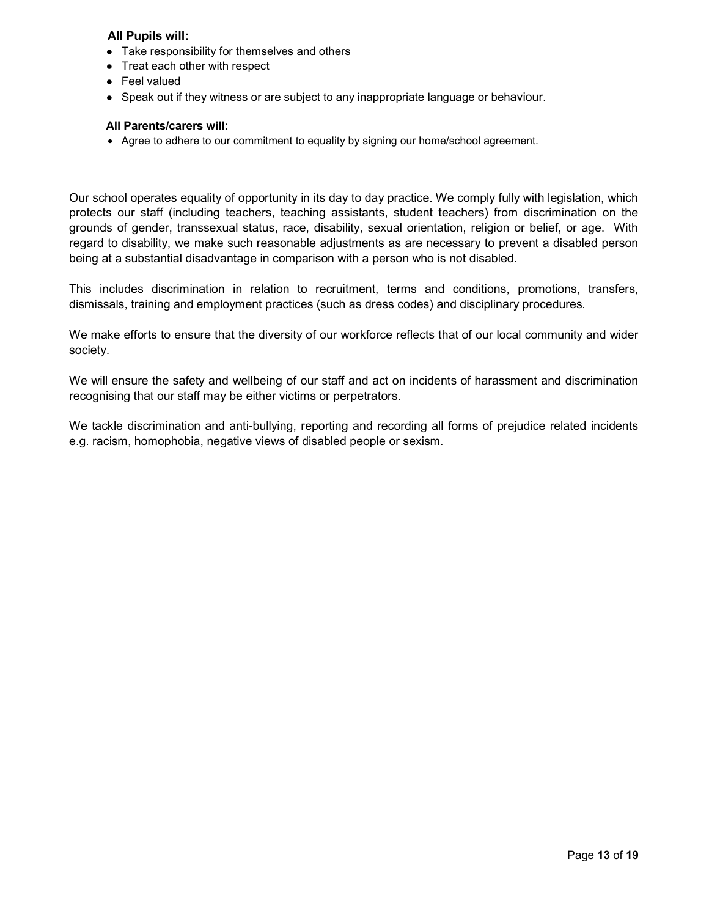**All Pupils will:**

- Take responsibility for themselves and others
- Treat each other with respect
- Feel valued
- Speak out if they witness or are subject to any inappropriate language or behaviour.

**All Parents/carers will:**

- Agree to adhere to our commitment to equality by signing our home/school agreement.

Our school operates equality of opportunity in its day to day practice. We comply fully with legislation, which protects our staff (including teachers, teaching assistants, student teachers) from discrimination on the grounds of gender, transsexual status, race, disability, sexual orientation, religion or belief, or age. With regard to disability, we make such reasonable adjustments as are necessary to prevent a disabled person being at a substantial disadvantage in comparison with a person who is not disabled.

This includes discrimination in relation to recruitment, terms and conditions, promotions, transfers, dismissals, training and employment practices (such as dress codes) and disciplinary procedures.

We make efforts to ensure that the diversity of our workforce reflects that of our local community and wider society.

We will ensure the safety and wellbeing of our staff and act on incidents of harassment and discrimination recognising that our staff may be either victims or perpetrators.

We tackle discrimination and anti-bullying, reporting and recording all forms of prejudice related incidents e.g. racism, homophobia, negative views of disabled people or sexism.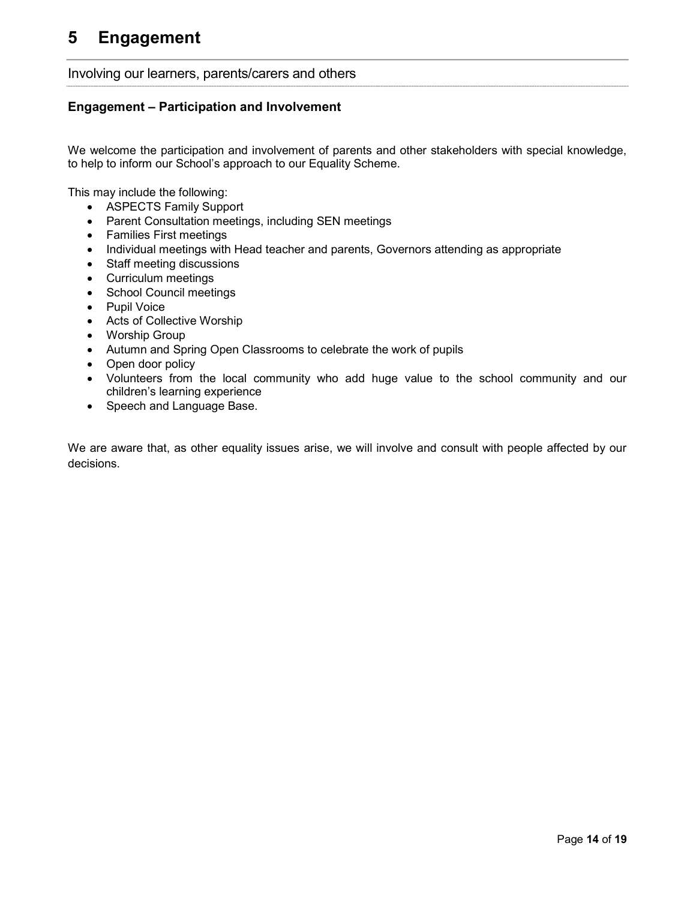# 5 Engagement

## Involving our learners, parents/carers and others

### Engagement – Participation and Involvement

We welcome the participation and involvement of parents and other stakeholders with special knowledge, to help to inform our School's approach to our Equality Scheme.

This may include the following:

- ASPECTS Family Support
- Parent Consultation meetings, including SEN meetings
- Families First meetings
- Individual meetings with Head teacher and parents, Governors attending as appropriate
- Staff meeting discussions
- Curriculum meetings
- School Council meetings
- Pupil Voice
- Acts of Collective Worship
- Worship Group
- Autumn and Spring Open Classrooms to celebrate the work of pupils
- Open door policy
- Volunteers from the local community who add huge value to the school community and our children's learning experience
- Speech and Language Base.

We are aware that, as other equality issues arise, we will involve and consult with people affected by our decisions.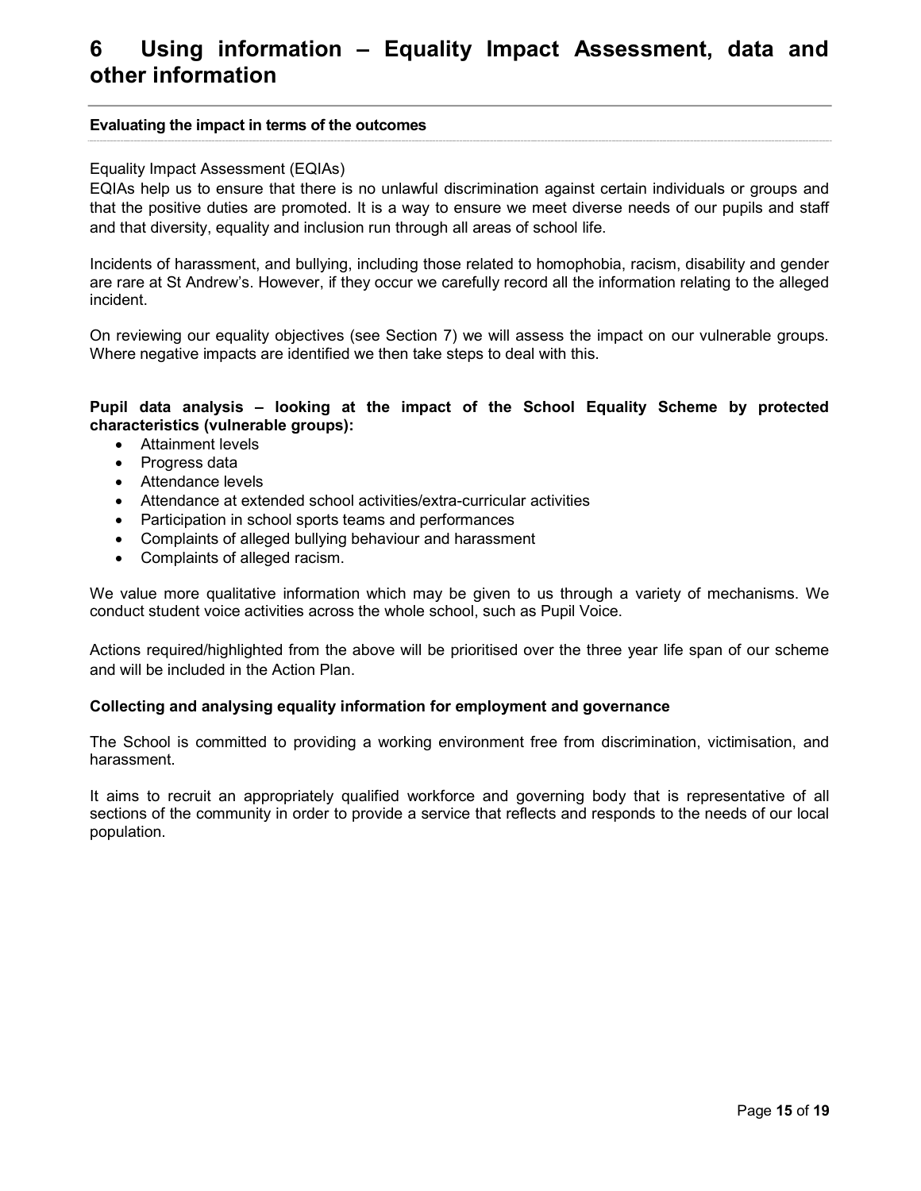# 6 Using information – Equality Impact Assessment, data and other information

**Evaluating the impact in terms of the outcomes**

Equality Impact Assessment (EQIAs)
EQIAs help us to ensure that there is no unlawful discrimination against certain individuals or groups and that the positive duties are promoted. It is a way to ensure we meet diverse needs of our pupils and staff and that diversity, equality and inclusion run through all areas of school life.

Incidents of harassment, and bullying, including those related to homophobia, racism, disability and gender are rare at St Andrew's. However, if they occur we carefully record all the information relating to the alleged incident.

On reviewing our equality objectives (see Section 7) we will assess the impact on our vulnerable groups. Where negative impacts are identified we then take steps to deal with this.

**Pupil data analysis – looking at the impact of the School Equality Scheme by protected characteristics (vulnerable groups):**

- Attainment levels
- Progress data
- Attendance levels
- Attendance at extended school activities/extra-curricular activities
- Participation in school sports teams and performances
- Complaints of alleged bullying behaviour and harassment
- Complaints of alleged racism.

We value more qualitative information which may be given to us through a variety of mechanisms. We conduct student voice activities across the whole school, such as Pupil Voice.

Actions required/highlighted from the above will be prioritised over the three year life span of our scheme and will be included in the Action Plan.

**Collecting and analysing equality information for employment and governance**

The School is committed to providing a working environment free from discrimination, victimisation, and harassment.

It aims to recruit an appropriately qualified workforce and governing body that is representative of all sections of the community in order to provide a service that reflects and responds to the needs of our local population.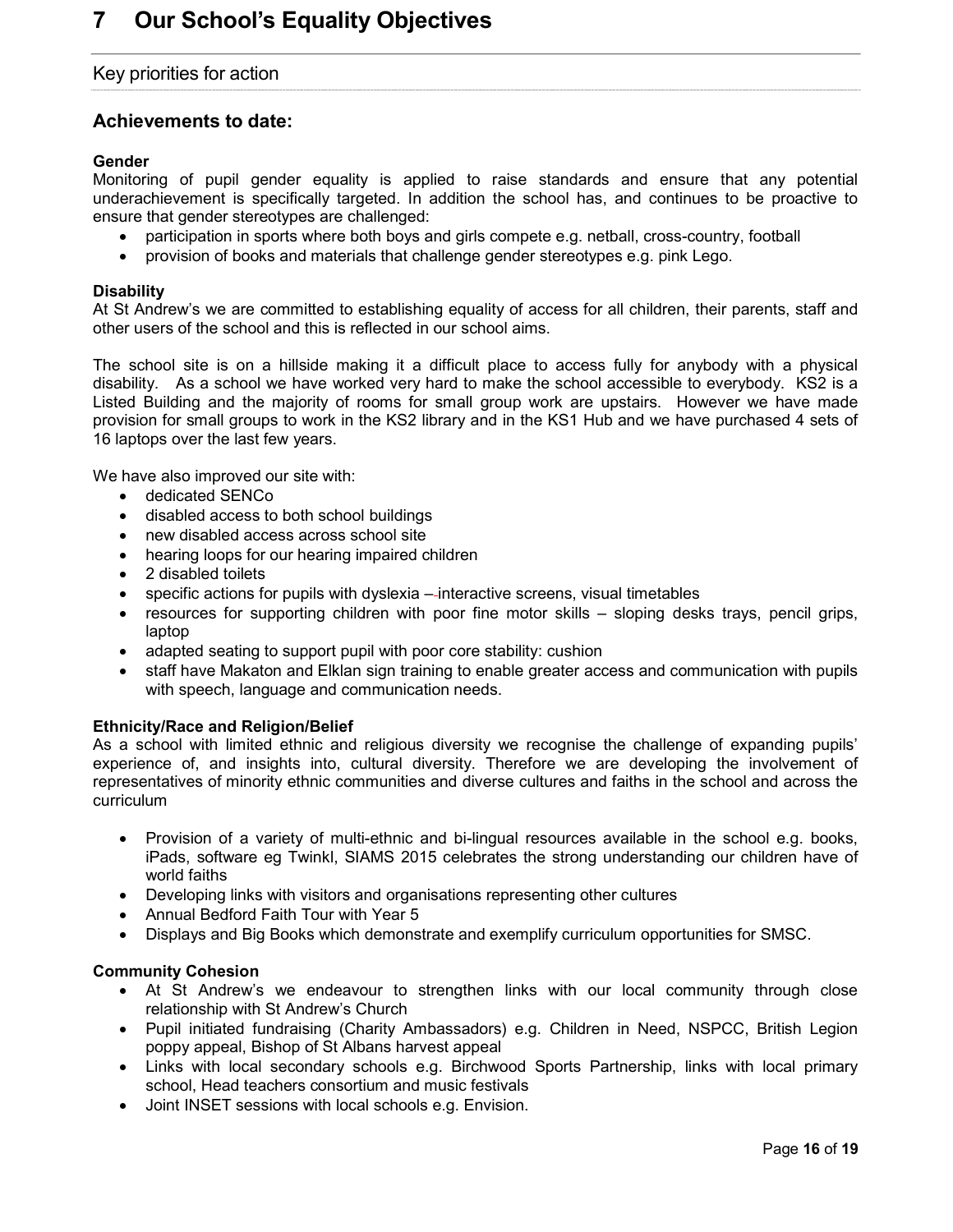# 7 Our School's Equality Objectives

Key priorities for action

## Achievements to date:

**Gender**

Monitoring of pupil gender equality is applied to raise standards and ensure that any potential underachievement is specifically targeted. In addition the school has, and continues to be proactive to ensure that gender stereotypes are challenged:

- participation in sports where both boys and girls compete e.g. netball, cross-country, football
- provision of books and materials that challenge gender stereotypes e.g. pink Lego.

**Disability**

At St Andrew's we are committed to establishing equality of access for all children, their parents, staff and other users of the school and this is reflected in our school aims.

The school site is on a hillside making it a difficult place to access fully for anybody with a physical disability. As a school we have worked very hard to make the school accessible to everybody. KS2 is a Listed Building and the majority of rooms for small group work are upstairs. However we have made provision for small groups to work in the KS2 library and in the KS1 Hub and we have purchased 4 sets of 16 laptops over the last few years.

We have also improved our site with:

- dedicated SENCo
- disabled access to both school buildings
- new disabled access across school site
- hearing loops for our hearing impaired children
- 2 disabled toilets
- specific actions for pupils with dyslexia – interactive screens, visual timetables
- resources for supporting children with poor fine motor skills – sloping desks trays, pencil grips, laptop
- adapted seating to support pupil with poor core stability: cushion
- staff have Makaton and Elklan sign training to enable greater access and communication with pupils with speech, language and communication needs.

**Ethnicity/Race and Religion/Belief**

As a school with limited ethnic and religious diversity we recognise the challenge of expanding pupils' experience of, and insights into, cultural diversity. Therefore we are developing the involvement of representatives of minority ethnic communities and diverse cultures and faiths in the school and across the curriculum

- Provision of a variety of multi-ethnic and bi-lingual resources available in the school e.g. books, iPads, software eg Twinkl, SIAMS 2015 celebrates the strong understanding our children have of world faiths
- Developing links with visitors and organisations representing other cultures
- Annual Bedford Faith Tour with Year 5
- Displays and Big Books which demonstrate and exemplify curriculum opportunities for SMSC.

**Community Cohesion**

- At St Andrew's we endeavour to strengthen links with our local community through close relationship with St Andrew's Church
- Pupil initiated fundraising (Charity Ambassadors) e.g. Children in Need, NSPCC, British Legion poppy appeal, Bishop of St Albans harvest appeal
- Links with local secondary schools e.g. Birchwood Sports Partnership, links with local primary school, Head teachers consortium and music festivals
- Joint INSET sessions with local schools e.g. Envision.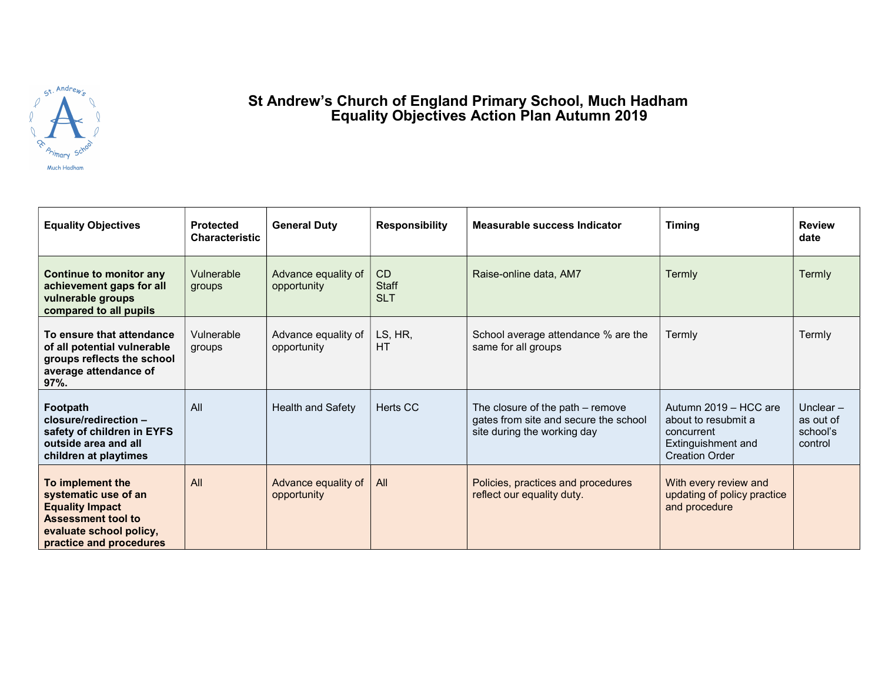# St Andrew's Church of England Primary School, Much Hadham
## Equality Objectives Action Plan Autumn 2019

| Equality Objectives | Protected Characteristic | General Duty | Responsibility | Measurable success Indicator | Timing | Review date |
|---|---|---|---|---|---|---|
| **Continue to monitor any achievement gaps for all vulnerable groups compared to all pupils** | Vulnerable groups | Advance equality of opportunity | CD<br>Staff<br>SLT | Raise-online data, AM7 | Termly | Termly |
| **To ensure that attendance of all potential vulnerable groups reflects the school average attendance of 97%.** | Vulnerable groups | Advance equality of opportunity | LS, HR,<br>HT | School average attendance % are the same for all groups | Termly | Termly |
| **Footpath closure/redirection – safety of children in EYFS outside area and all children at playtimes** | All | Health and Safety | Herts CC | The closure of the path – remove gates from site and secure the school site during the working day | Autumn 2019 – HCC are about to resubmit a concurrent Extinguishment and Creation Order | Unclear – as out of school's control |
| **To implement the systematic use of an Equality Impact Assessment tool to evaluate school policy, practice and procedures** | All | Advance equality of opportunity | All | Policies, practices and procedures reflect our equality duty. | With every review and updating of policy practice and procedure | |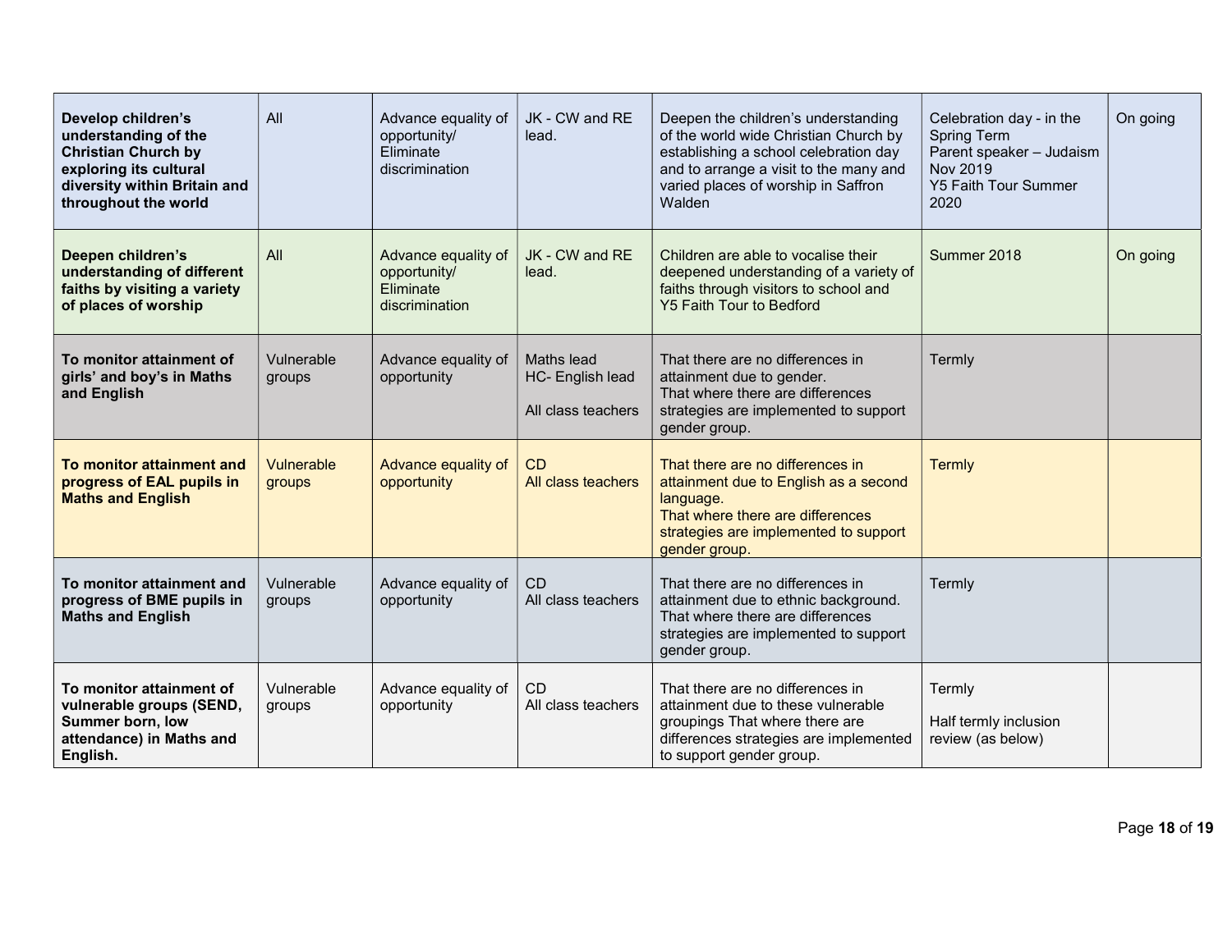| | | | | | | |
|---|---|---|---|---|---|---|
| **Develop children's understanding of the Christian Church by exploring its cultural diversity within Britain and throughout the world** | All | Advance equality of opportunity/ Eliminate discrimination | JK - CW and RE lead. | Deepen the children's understanding of the world wide Christian Church by establishing a school celebration day and to arrange a visit to the many and varied places of worship in Saffron Walden | Celebration day - in the Spring Term<br>Parent speaker – Judaism Nov 2019<br>Y5 Faith Tour Summer 2020 | On going |
| **Deepen children's understanding of different faiths by visiting a variety of places of worship** | All | Advance equality of opportunity/ Eliminate discrimination | JK - CW and RE lead. | Children are able to vocalise their deepened understanding of a variety of faiths through visitors to school and Y5 Faith Tour to Bedford | Summer 2018 | On going |
| **To monitor attainment of girls' and boy's in Maths and English** | Vulnerable groups | Advance equality of opportunity | Maths lead<br>HC- English lead<br><br>All class teachers | That there are no differences in attainment due to gender.<br>That where there are differences strategies are implemented to support gender group. | Termly | |
| **To monitor attainment and progress of EAL pupils in Maths and English** | Vulnerable groups | Advance equality of opportunity | CD<br>All class teachers | That there are no differences in attainment due to English as a second language.<br>That where there are differences strategies are implemented to support gender group. | Termly | |
| **To monitor attainment and progress of BME pupils in Maths and English** | Vulnerable groups | Advance equality of opportunity | CD<br>All class teachers | That there are no differences in attainment due to ethnic background.<br>That where there are differences strategies are implemented to support gender group. | Termly | |
| **To monitor attainment of vulnerable groups (SEND, Summer born, low attendance) in Maths and English.** | Vulnerable groups | Advance equality of opportunity | CD<br>All class teachers | That there are no differences in attainment due to these vulnerable groupings That where there are differences strategies are implemented to support gender group. | Termly<br><br>Half termly inclusion review (as below) | |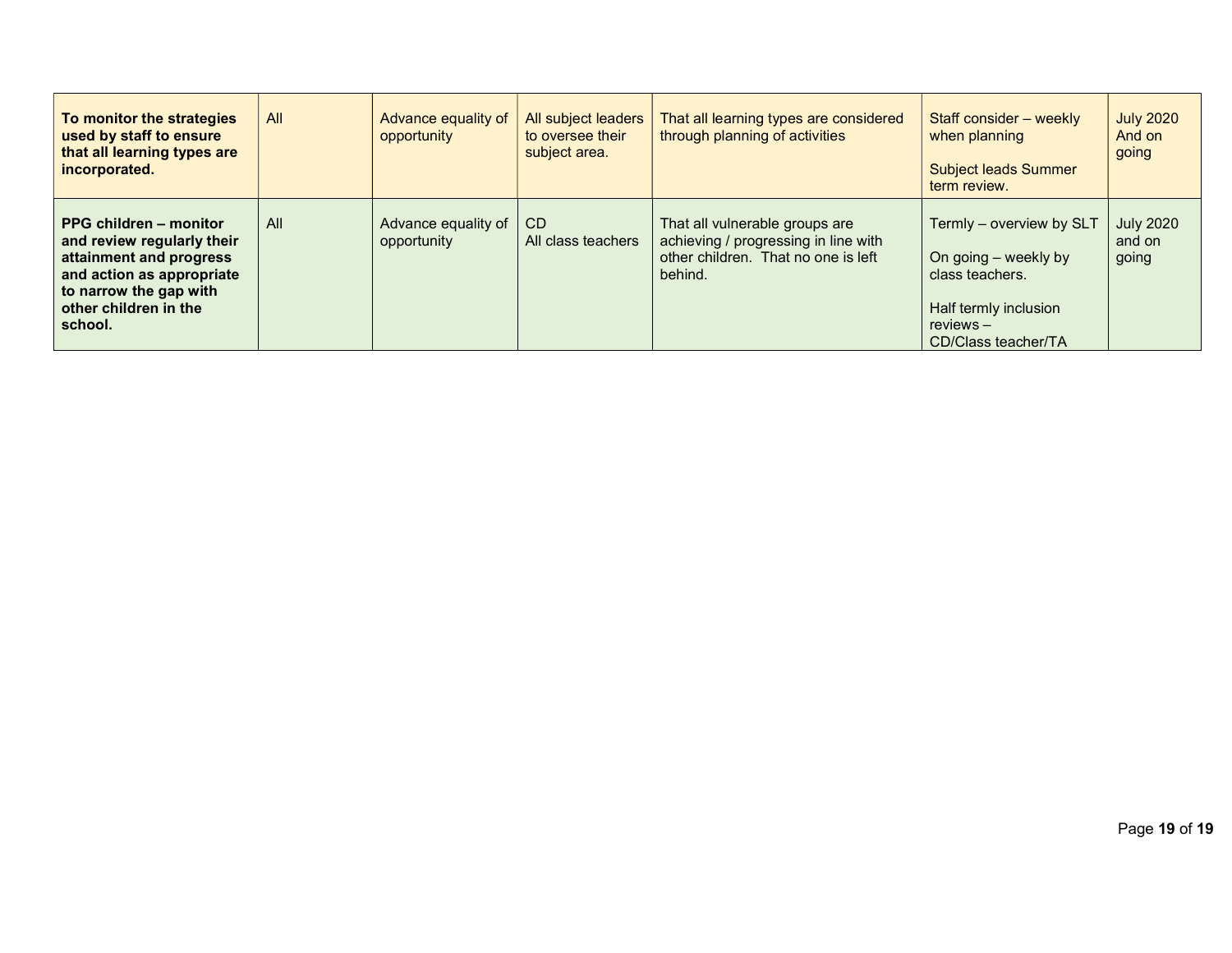| | | | | | | |
|---|---|---|---|---|---|---|
| **To monitor the strategies used by staff to ensure that all learning types are incorporated.** | All | Advance equality of opportunity | All subject leaders to oversee their subject area. | That all learning types are considered through planning of activities | Staff consider – weekly when planning<br><br>Subject leads Summer term review. | July 2020 And on going |
| **PPG children – monitor and review regularly their attainment and progress and action as appropriate to narrow the gap with other children in the school.** | All | Advance equality of opportunity | CD<br>All class teachers | That all vulnerable groups are achieving / progressing in line with other children. That no one is left behind. | Termly – overview by SLT<br><br>On going – weekly by class teachers.<br><br>Half termly inclusion reviews – CD/Class teacher/TA | July 2020 and on going |